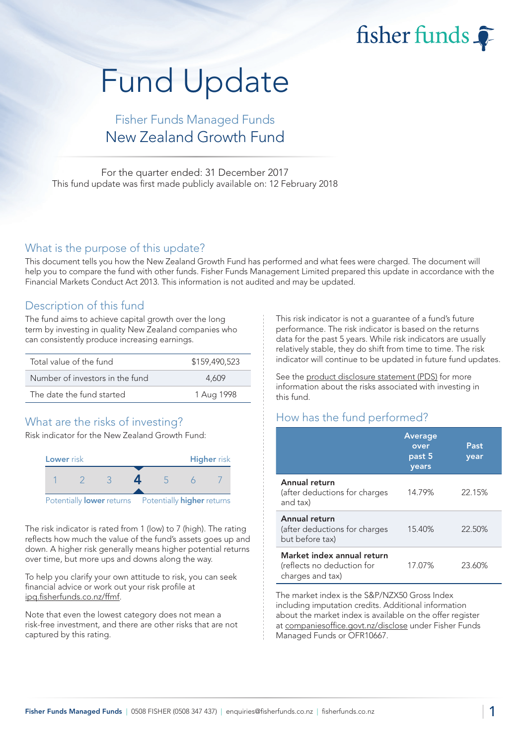# Fund Update

## Fisher Funds Managed Funds
## New Zealand Growth Fund

For the quarter ended: 31 December 2017
This fund update was first made publicly available on: 12 February 2018

## What is the purpose of this update?

This document tells you how the New Zealand Growth Fund has performed and what fees were charged. The document will help you to compare the fund with other funds. Fisher Funds Management Limited prepared this update in accordance with the Financial Markets Conduct Act 2013. This information is not audited and may be updated.

## Description of this fund

The fund aims to achieve capital growth over the long term by investing in quality New Zealand companies who can consistently produce increasing earnings.

| | |
|---|---|
| Total value of the fund | $159,490,523 |
| Number of investors in the fund | 4,609 |
| The date the fund started | 1 Aug 1998 |

## What are the risks of investing?

Risk indicator for the New Zealand Growth Fund:

| Lower risk | | | | | | Higher risk |
|---|---|---|---|---|---|---|
| 1 | 2 | 3 | **4** | 5 | 6 | 7 |

Potentially **lower** returns — Potentially **higher** returns

The risk indicator is rated from 1 (low) to 7 (high). The rating reflects how much the value of the fund's assets goes up and down. A higher risk generally means higher potential returns over time, but more ups and downs along the way.

To help you clarify your own attitude to risk, you can seek financial advice or work out your risk profile at ipq.fisherfunds.co.nz/ffmf.

Note that even the lowest category does not mean a risk-free investment, and there are other risks that are not captured by this rating.

This risk indicator is not a guarantee of a fund's future performance. The risk indicator is based on the returns data for the past 5 years. While risk indicators are usually relatively stable, they do shift from time to time. The risk indicator will continue to be updated in future fund updates.

See the product disclosure statement (PDS) for more information about the risks associated with investing in this fund.

## How has the fund performed?

| | Average over past 5 years | Past year |
|---|---|---|
| **Annual return** (after deductions for charges and tax) | 14.79% | 22.15% |
| **Annual return** (after deductions for charges but before tax) | 15.40% | 22.50% |
| **Market index annual return** (reflects no deduction for charges and tax) | 17.07% | 23.60% |

The market index is the S&P/NZX50 Gross Index including imputation credits. Additional information about the market index is available on the offer register at companiesoffice.govt.nz/disclose under Fisher Funds Managed Funds or OFR10667.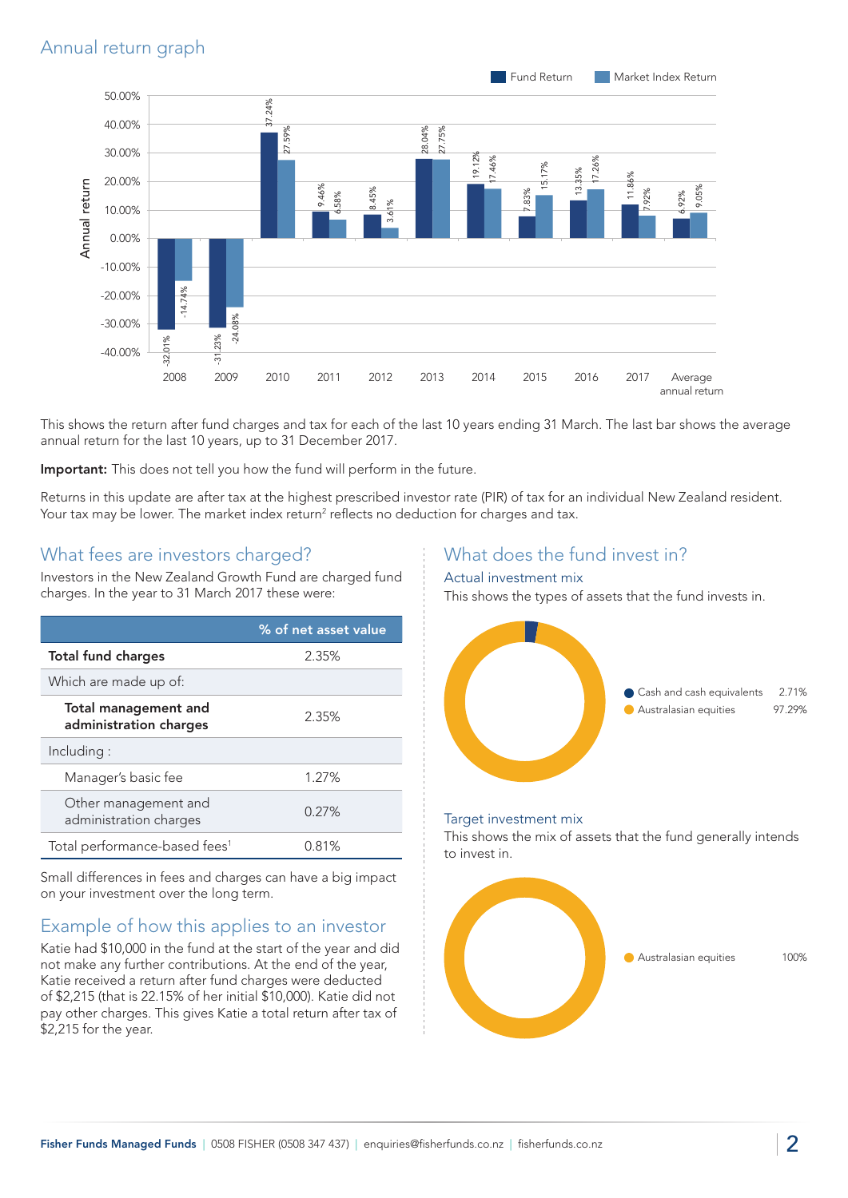## Annual return graph

| Year | Fund Return | Market Index Return |
|---|---|---|
| 2008 | -32.01% | -14.74% |
| 2009 | -31.23% | -24.08% |
| 2010 | 37.24% | 27.59% |
| 2011 | 9.46% | 6.58% |
| 2012 | 8.45% | 3.61% |
| 2013 | 28.04% | 27.75% |
| 2014 | 19.12% | 17.46% |
| 2015 | 7.83% | 15.17% |
| 2016 | 13.35% | 17.26% |
| 2017 | 11.86% | 7.92% |
| Average annual return | 6.92% | 9.05% |

This shows the return after fund charges and tax for each of the last 10 years ending 31 March. The last bar shows the average annual return for the last 10 years, up to 31 December 2017.

**Important:** This does not tell you how the fund will perform in the future.

Returns in this update are after tax at the highest prescribed investor rate (PIR) of tax for an individual New Zealand resident. Your tax may be lower. The market index return[2] reflects no deduction for charges and tax.

## What fees are investors charged?

Investors in the New Zealand Growth Fund are charged fund charges. In the year to 31 March 2017 these were:

| | % of net asset value |
|---|---|
| **Total fund charges** | 2.35% |
| Which are made up of: | |
| **Total management and administration charges** | 2.35% |
| Including : | |
| Manager's basic fee | 1.27% |
| Other management and administration charges | 0.27% |
| Total performance-based fees[1] | 0.81% |

Small differences in fees and charges can have a big impact on your investment over the long term.

## Example of how this applies to an investor

Katie had $10,000 in the fund at the start of the year and did not make any further contributions. At the end of the year, Katie received a return after fund charges were deducted of $2,215 (that is 22.15% of her initial $10,000). Katie did not pay other charges. This gives Katie a total return after tax of $2,215 for the year.

## What does the fund invest in?

### Actual investment mix

This shows the types of assets that the fund invests in.

| Asset | % |
|---|---|
| Cash and cash equivalents | 2.71% |
| Australasian equities | 97.29% |

### Target investment mix

This shows the mix of assets that the fund generally intends to invest in.

| Asset | % |
|---|---|
| Australasian equities | 100% |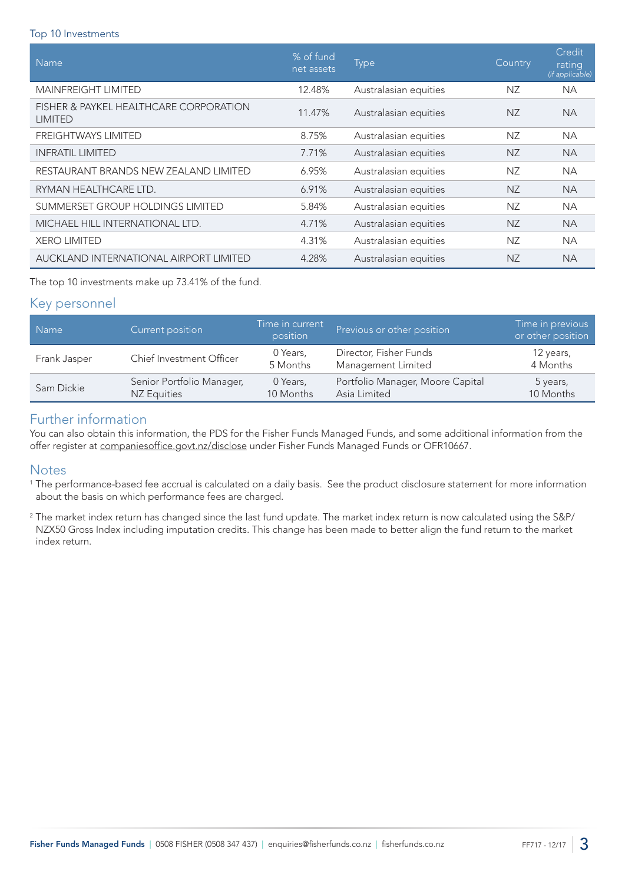### Top 10 Investments

| Name | % of fund net assets | Type | Country | Credit rating *(if applicable)* |
|---|---|---|---|---|
| MAINFREIGHT LIMITED | 12.48% | Australasian equities | NZ | NA |
| FISHER & PAYKEL HEALTHCARE CORPORATION LIMITED | 11.47% | Australasian equities | NZ | NA |
| FREIGHTWAYS LIMITED | 8.75% | Australasian equities | NZ | NA |
| INFRATIL LIMITED | 7.71% | Australasian equities | NZ | NA |
| RESTAURANT BRANDS NEW ZEALAND LIMITED | 6.95% | Australasian equities | NZ | NA |
| RYMAN HEALTHCARE LTD. | 6.91% | Australasian equities | NZ | NA |
| SUMMERSET GROUP HOLDINGS LIMITED | 5.84% | Australasian equities | NZ | NA |
| MICHAEL HILL INTERNATIONAL LTD. | 4.71% | Australasian equities | NZ | NA |
| XERO LIMITED | 4.31% | Australasian equities | NZ | NA |
| AUCKLAND INTERNATIONAL AIRPORT LIMITED | 4.28% | Australasian equities | NZ | NA |

The top 10 investments make up 73.41% of the fund.

## Key personnel

| Name | Current position | Time in current position | Previous or other position | Time in previous or other position |
|---|---|---|---|---|
| Frank Jasper | Chief Investment Officer | 0 Years, 5 Months | Director, Fisher Funds Management Limited | 12 years, 4 Months |
| Sam Dickie | Senior Portfolio Manager, NZ Equities | 0 Years, 10 Months | Portfolio Manager, Moore Capital Asia Limited | 5 years, 10 Months |

## Further information

You can also obtain this information, the PDS for the Fisher Funds Managed Funds, and some additional information from the offer register at companiesoffice.govt.nz/disclose under Fisher Funds Managed Funds or OFR10667.

## Notes

[1] The performance-based fee accrual is calculated on a daily basis. See the product disclosure statement for more information about the basis on which performance fees are charged.

[2] The market index return has changed since the last fund update. The market index return is now calculated using the S&P/NZX50 Gross Index including imputation credits. This change has been made to better align the fund return to the market index return.

**Fisher Funds Managed Funds** | 0508 FISHER (0508 347 437) | enquiries@fisherfunds.co.nz | fisherfunds.co.nz

FF717 - 12/17